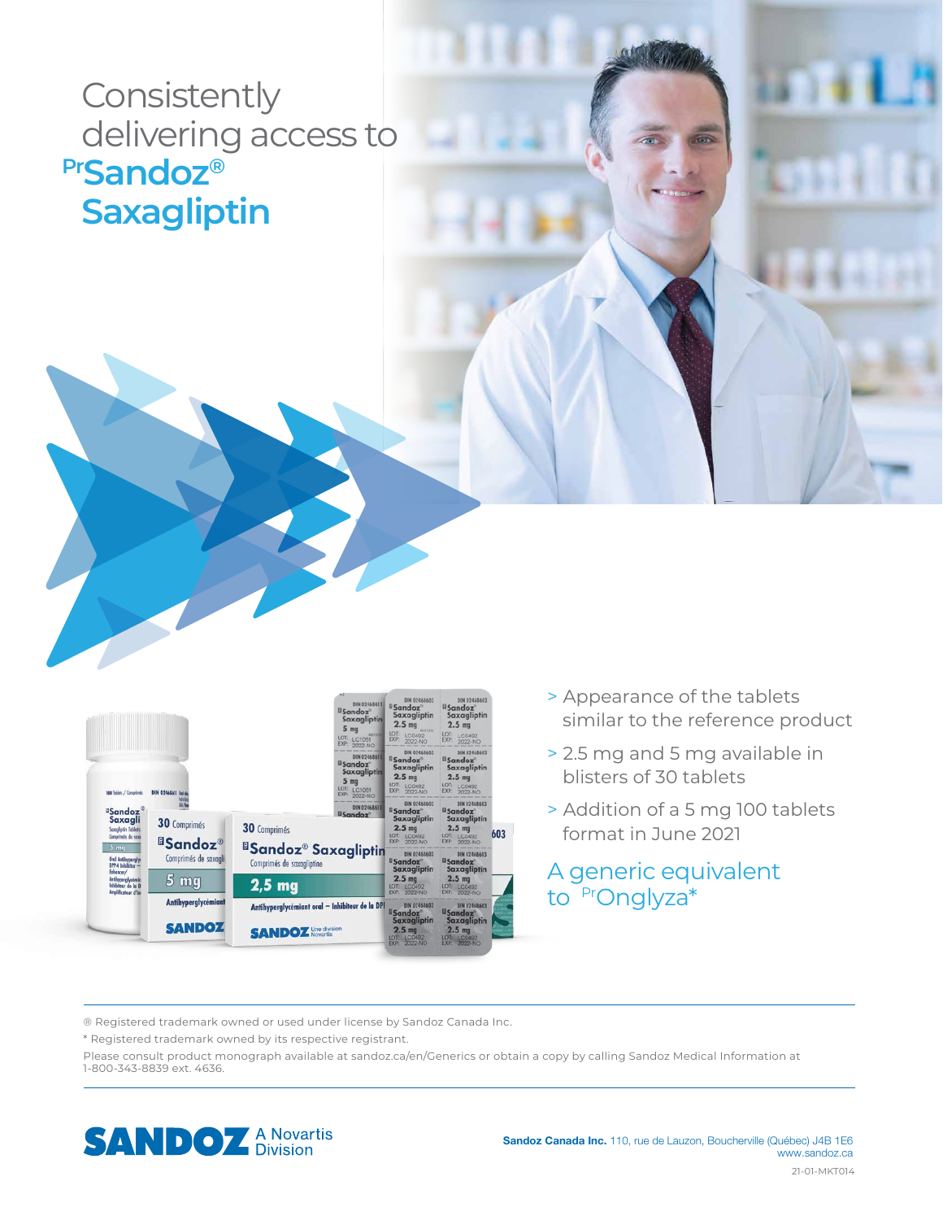# Consistently delivering access to PrSandoz® Saxagliptin

- Appearance of the tablets similar to the reference product
- 2.5 mg and 5 mg available in blisters of 30 tablets
- Addition of a 5 mg 100 tablets format in June 2021

## A generic equivalent to PrOnglyza*

® Registered trademark owned or used under license by Sandoz Canada Inc.

* Registered trademark owned by its respective registrant.

Please consult product monograph available at sandoz.ca/en/Generics or obtain a copy by calling Sandoz Medical Information at 1-800-343-8839 ext. 4636.

SANDOZ A Novartis Division

**Sandoz Canada Inc.** 110, rue de Lauzon, Boucherville (Québec) J4B 1E6
www.sandoz.ca

21-01-MKT014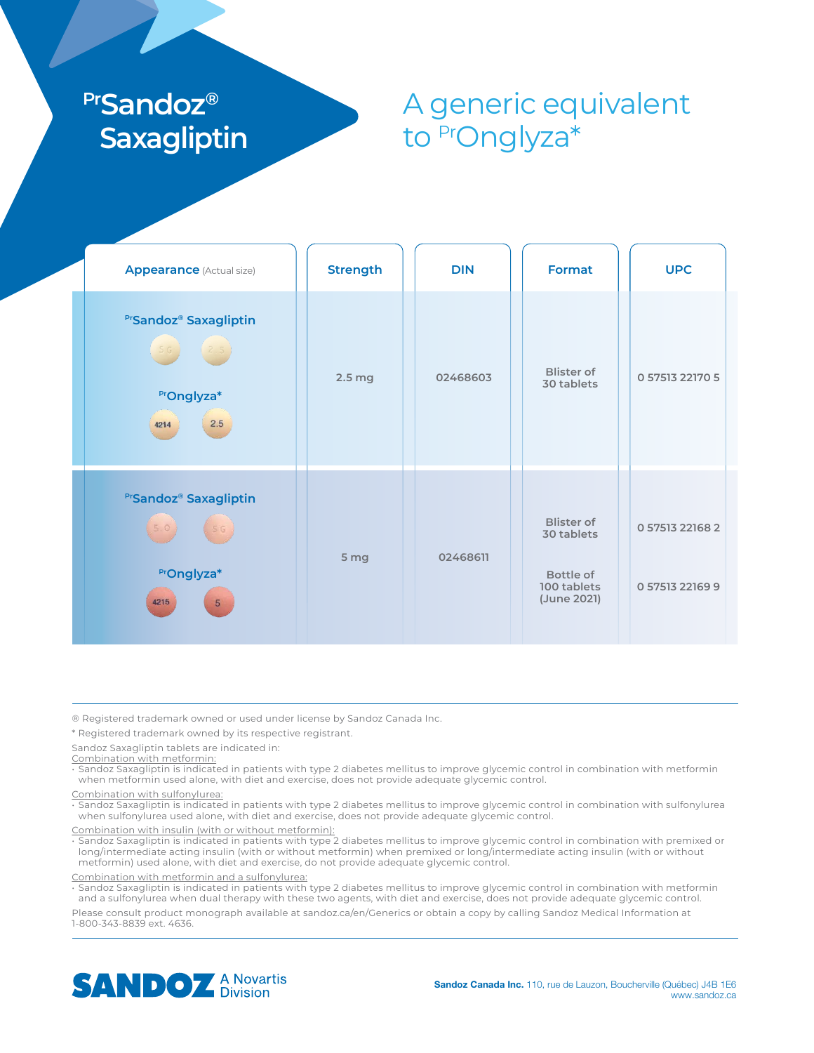# PrSandoz® Saxagliptin

## A generic equivalent to PrOnglyza*

| Appearance (Actual size) | Strength | DIN | Format | UPC |
|---|---|---|---|---|
| PrSandoz® Saxagliptin / PrOnglyza* (4214, 2.5) | 2.5 mg | 02468603 | Blister of 30 tablets | 0 57513 22170 5 |
| PrSandoz® Saxagliptin / PrOnglyza* (4215, 5) | 5 mg | 02468611 | Blister of 30 tablets | 0 57513 22168 2 |
| | | | Bottle of 100 tablets (June 2021) | 0 57513 22169 9 |

® Registered trademark owned or used under license by Sandoz Canada Inc.

* Registered trademark owned by its respective registrant.

Sandoz Saxagliptin tablets are indicated in:

Combination with metformin:

- Sandoz Saxagliptin is indicated in patients with type 2 diabetes mellitus to improve glycemic control in combination with metformin when metformin used alone, with diet and exercise, does not provide adequate glycemic control.

Combination with sulfonylurea:

- Sandoz Saxagliptin is indicated in patients with type 2 diabetes mellitus to improve glycemic control in combination with sulfonylurea when sulfonylurea used alone, with diet and exercise, does not provide adequate glycemic control.

Combination with insulin (with or without metformin):

- Sandoz Saxagliptin is indicated in patients with type 2 diabetes mellitus to improve glycemic control in combination with premixed or long/intermediate acting insulin (with or without metformin) when premixed or long/intermediate acting insulin (with or without metformin) used alone, with diet and exercise, do not provide adequate glycemic control.

Combination with metformin and a sulfonylurea:

- Sandoz Saxagliptin is indicated in patients with type 2 diabetes mellitus to improve glycemic control in combination with metformin and a sulfonylurea when dual therapy with these two agents, with diet and exercise, does not provide adequate glycemic control.

Please consult product monograph available at sandoz.ca/en/Generics or obtain a copy by calling Sandoz Medical Information at 1-800-343-8839 ext. 4636.

SANDOZ A Novartis Division

**Sandoz Canada Inc.** 110, rue de Lauzon, Boucherville (Québec) J4B 1E6
www.sandoz.ca